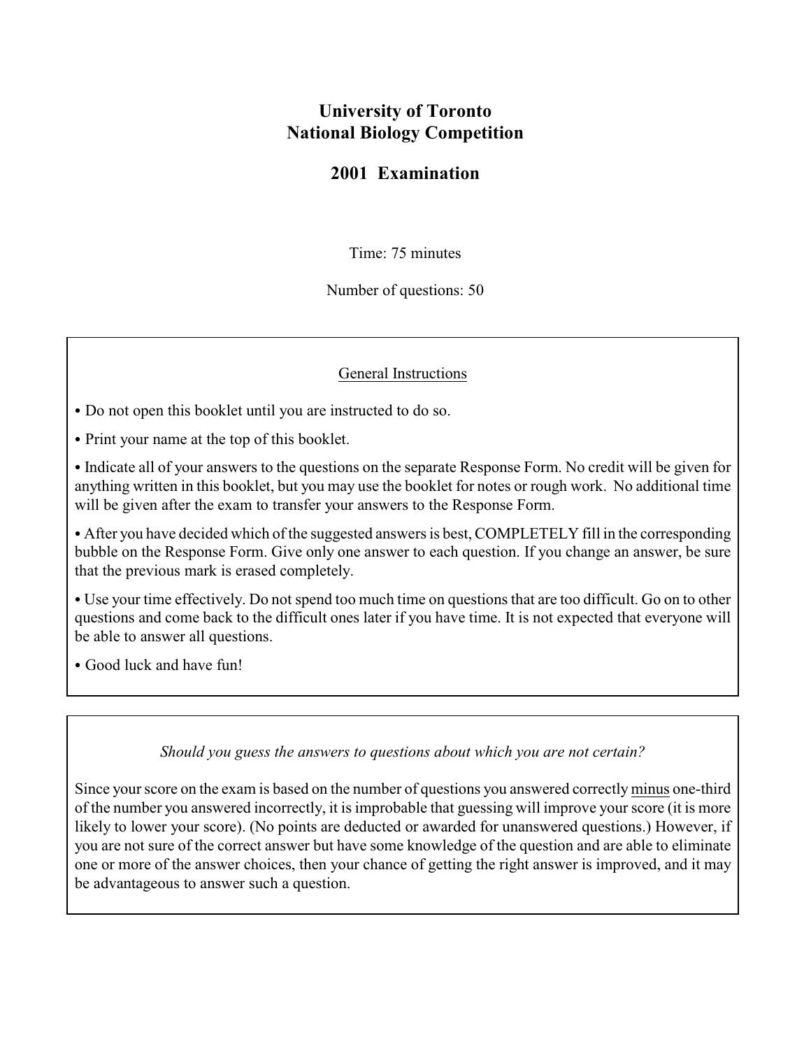# University of Toronto
# National Biology Competition

## 2001 Examination

Time: 75 minutes

Number of questions: 50

---

General Instructions

- Do not open this booklet until you are instructed to do so.
- Print your name at the top of this booklet.
- Indicate all of your answers to the questions on the separate Response Form. No credit will be given for anything written in this booklet, but you may use the booklet for notes or rough work. No additional time will be given after the exam to transfer your answers to the Response Form.
- After you have decided which of the suggested answers is best, COMPLETELY fill in the corresponding bubble on the Response Form. Give only one answer to each question. If you change an answer, be sure that the previous mark is erased completely.
- Use your time effectively. Do not spend too much time on questions that are too difficult. Go on to other questions and come back to the difficult ones later if you have time. It is not expected that everyone will be able to answer all questions.
- Good luck and have fun!

---

*Should you guess the answers to questions about which you are not certain?*

Since your score on the exam is based on the number of questions you answered correctly minus one-third of the number you answered incorrectly, it is improbable that guessing will improve your score (it is more likely to lower your score). (No points are deducted or awarded for unanswered questions.) However, if you are not sure of the correct answer but have some knowledge of the question and are able to eliminate one or more of the answer choices, then your chance of getting the right answer is improved, and it may be advantageous to answer such a question.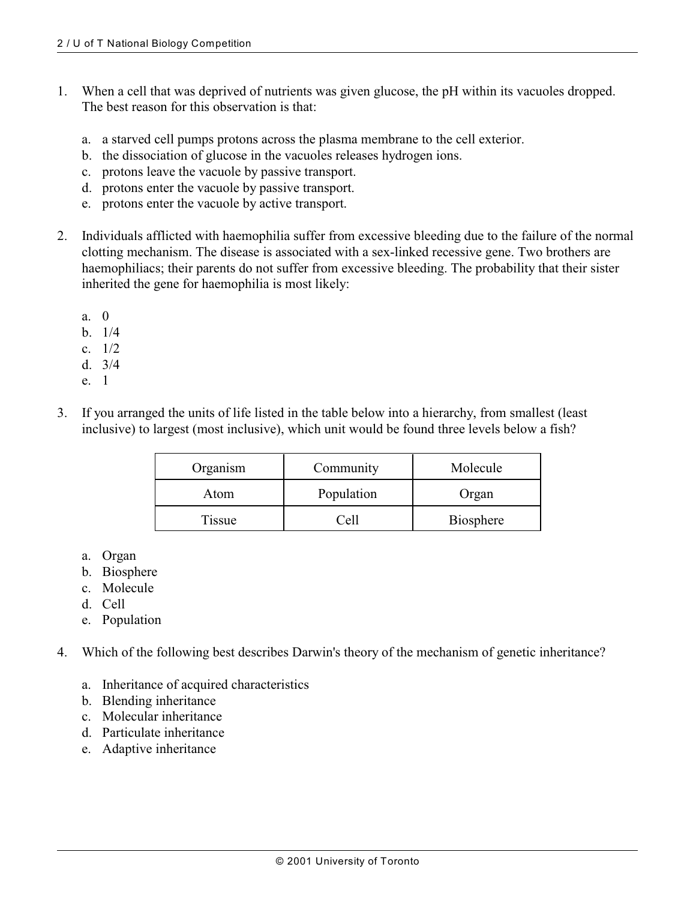1. When a cell that was deprived of nutrients was given glucose, the pH within its vacuoles dropped. The best reason for this observation is that:

   a. a starved cell pumps protons across the plasma membrane to the cell exterior.
   b. the dissociation of glucose in the vacuoles releases hydrogen ions.
   c. protons leave the vacuole by passive transport.
   d. protons enter the vacuole by passive transport.
   e. protons enter the vacuole by active transport.

2. Individuals afflicted with haemophilia suffer from excessive bleeding due to the failure of the normal clotting mechanism. The disease is associated with a sex-linked recessive gene. Two brothers are haemophiliacs; their parents do not suffer from excessive bleeding. The probability that their sister inherited the gene for haemophilia is most likely:

   a. 0
   b. 1/4
   c. 1/2
   d. 3/4
   e. 1

3. If you arranged the units of life listed in the table below into a hierarchy, from smallest (least inclusive) to largest (most inclusive), which unit would be found three levels below a fish?

| Organism | Community | Molecule |
| --- | --- | --- |
| Atom | Population | Organ |
| Tissue | Cell | Biosphere |

   a. Organ
   b. Biosphere
   c. Molecule
   d. Cell
   e. Population

4. Which of the following best describes Darwin's theory of the mechanism of genetic inheritance?

   a. Inheritance of acquired characteristics
   b. Blending inheritance
   c. Molecular inheritance
   d. Particulate inheritance
   e. Adaptive inheritance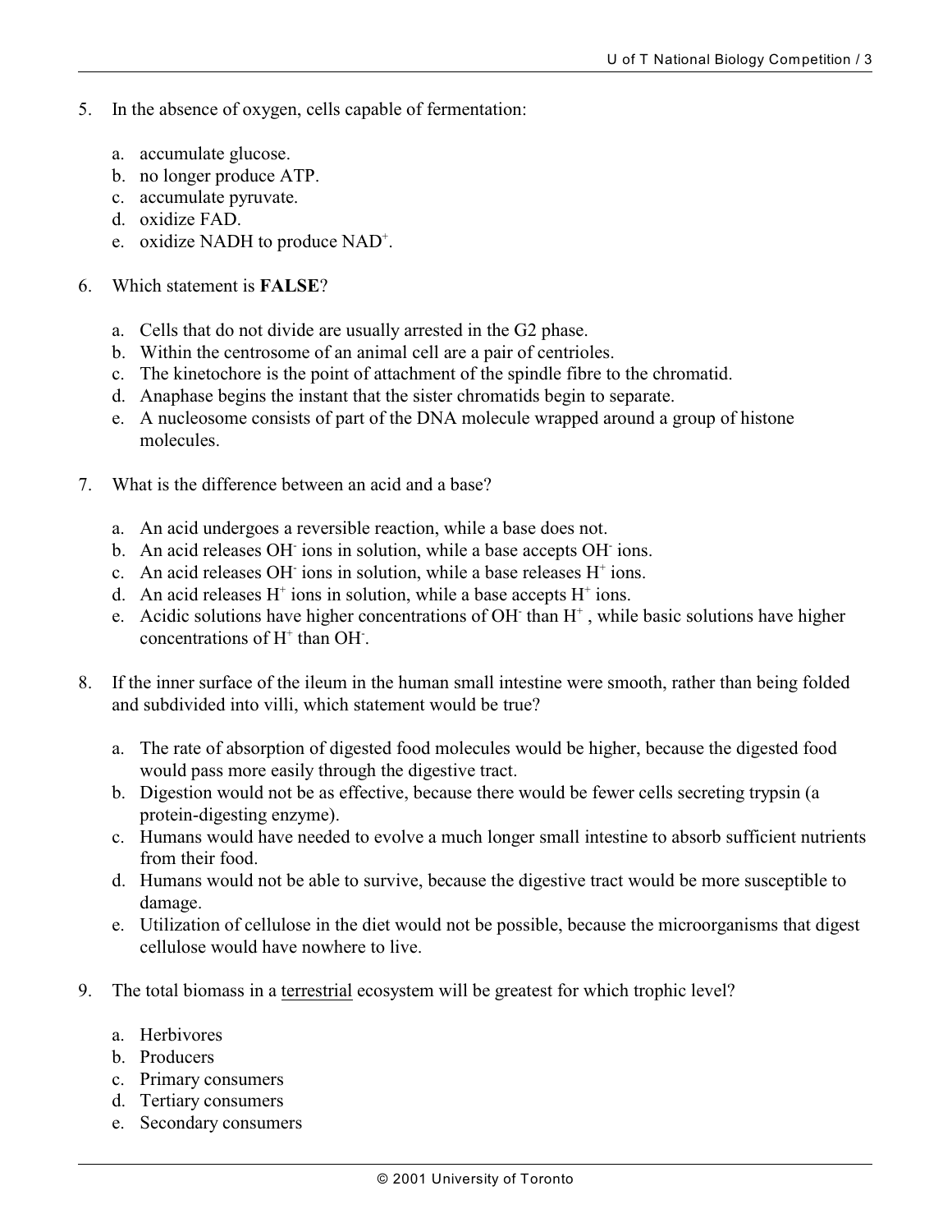5. In the absence of oxygen, cells capable of fermentation:

   a. accumulate glucose.
   b. no longer produce ATP.
   c. accumulate pyruvate.
   d. oxidize FAD.
   e. oxidize NADH to produce $NAD^+$.

6. Which statement is **FALSE**?

   a. Cells that do not divide are usually arrested in the G2 phase.
   b. Within the centrosome of an animal cell are a pair of centrioles.
   c. The kinetochore is the point of attachment of the spindle fibre to the chromatid.
   d. Anaphase begins the instant that the sister chromatids begin to separate.
   e. A nucleosome consists of part of the DNA molecule wrapped around a group of histone molecules.

7. What is the difference between an acid and a base?

   a. An acid undergoes a reversible reaction, while a base does not.
   b. An acid releases $OH^-$ ions in solution, while a base accepts $OH^-$ ions.
   c. An acid releases $OH^-$ ions in solution, while a base releases $H^+$ ions.
   d. An acid releases $H^+$ ions in solution, while a base accepts $H^+$ ions.
   e. Acidic solutions have higher concentrations of $OH^-$ than $H^+$, while basic solutions have higher concentrations of $H^+$ than $OH^-$.

8. If the inner surface of the ileum in the human small intestine were smooth, rather than being folded and subdivided into villi, which statement would be true?

   a. The rate of absorption of digested food molecules would be higher, because the digested food would pass more easily through the digestive tract.
   b. Digestion would not be as effective, because there would be fewer cells secreting trypsin (a protein-digesting enzyme).
   c. Humans would have needed to evolve a much longer small intestine to absorb sufficient nutrients from their food.
   d. Humans would not be able to survive, because the digestive tract would be more susceptible to damage.
   e. Utilization of cellulose in the diet would not be possible, because the microorganisms that digest cellulose would have nowhere to live.

9. The total biomass in a terrestrial ecosystem will be greatest for which trophic level?

   a. Herbivores
   b. Producers
   c. Primary consumers
   d. Tertiary consumers
   e. Secondary consumers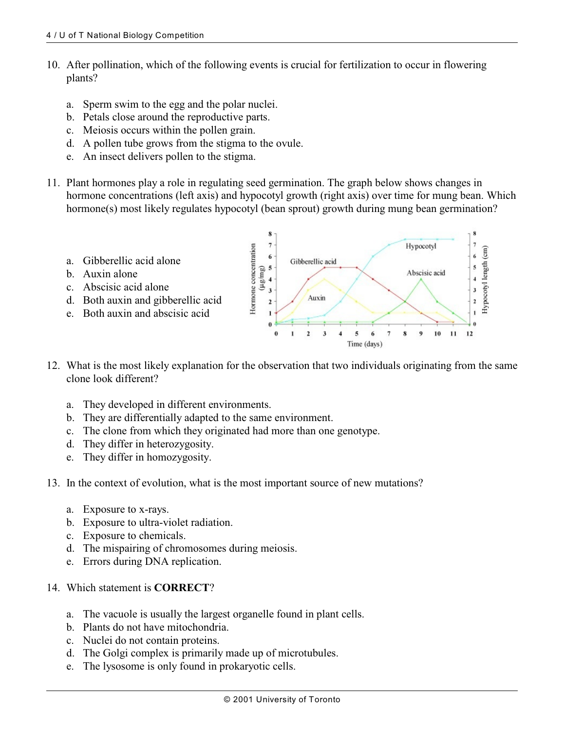10. After pollination, which of the following events is crucial for fertilization to occur in flowering plants?

    a. Sperm swim to the egg and the polar nuclei.
    b. Petals close around the reproductive parts.
    c. Meiosis occurs within the pollen grain.
    d. A pollen tube grows from the stigma to the ovule.
    e. An insect delivers pollen to the stigma.

11. Plant hormones play a role in regulating seed germination. The graph below shows changes in hormone concentrations (left axis) and hypocotyl growth (right axis) over time for mung bean. Which hormone(s) most likely regulates hypocotyl (bean sprout) growth during mung bean germination?

    a. Gibberellic acid alone
    b. Auxin alone
    c. Abscisic acid alone
    d. Both auxin and gibberellic acid
    e. Both auxin and abscisic acid

12. What is the most likely explanation for the observation that two individuals originating from the same clone look different?

    a. They developed in different environments.
    b. They are differentially adapted to the same environment.
    c. The clone from which they originated had more than one genotype.
    d. They differ in heterozygosity.
    e. They differ in homozygosity.

13. In the context of evolution, what is the most important source of new mutations?

    a. Exposure to x-rays.
    b. Exposure to ultra-violet radiation.
    c. Exposure to chemicals.
    d. The mispairing of chromosomes during meiosis.
    e. Errors during DNA replication.

14. Which statement is **CORRECT**?

    a. The vacuole is usually the largest organelle found in plant cells.
    b. Plants do not have mitochondria.
    c. Nuclei do not contain proteins.
    d. The Golgi complex is primarily made up of microtubules.
    e. The lysosome is only found in prokaryotic cells.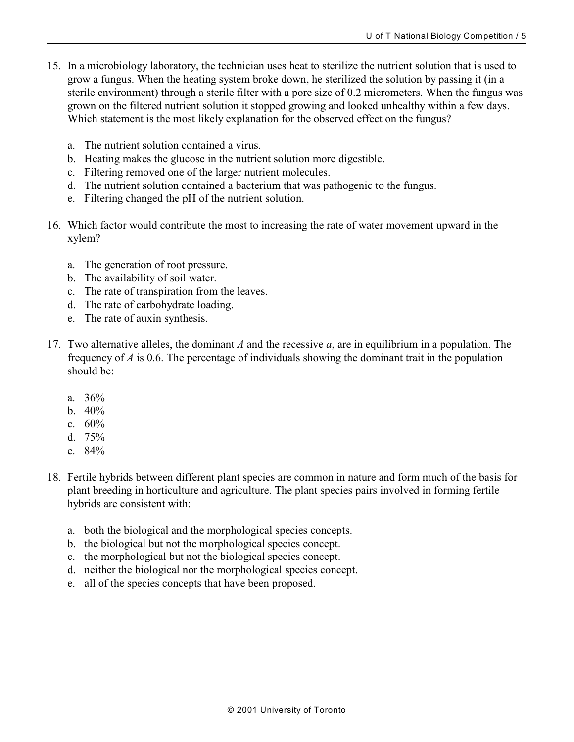15. In a microbiology laboratory, the technician uses heat to sterilize the nutrient solution that is used to grow a fungus. When the heating system broke down, he sterilized the solution by passing it (in a sterile environment) through a sterile filter with a pore size of 0.2 micrometers. When the fungus was grown on the filtered nutrient solution it stopped growing and looked unhealthy within a few days. Which statement is the most likely explanation for the observed effect on the fungus?

    a. The nutrient solution contained a virus.
    b. Heating makes the glucose in the nutrient solution more digestible.
    c. Filtering removed one of the larger nutrient molecules.
    d. The nutrient solution contained a bacterium that was pathogenic to the fungus.
    e. Filtering changed the pH of the nutrient solution.

16. Which factor would contribute the <u>most</u> to increasing the rate of water movement upward in the xylem?

    a. The generation of root pressure.
    b. The availability of soil water.
    c. The rate of transpiration from the leaves.
    d. The rate of carbohydrate loading.
    e. The rate of auxin synthesis.

17. Two alternative alleles, the dominant *A* and the recessive *a*, are in equilibrium in a population. The frequency of *A* is 0.6. The percentage of individuals showing the dominant trait in the population should be:

    a. 36%
    b. 40%
    c. 60%
    d. 75%
    e. 84%

18. Fertile hybrids between different plant species are common in nature and form much of the basis for plant breeding in horticulture and agriculture. The plant species pairs involved in forming fertile hybrids are consistent with:

    a. both the biological and the morphological species concepts.
    b. the biological but not the morphological species concept.
    c. the morphological but not the biological species concept.
    d. neither the biological nor the morphological species concept.
    e. all of the species concepts that have been proposed.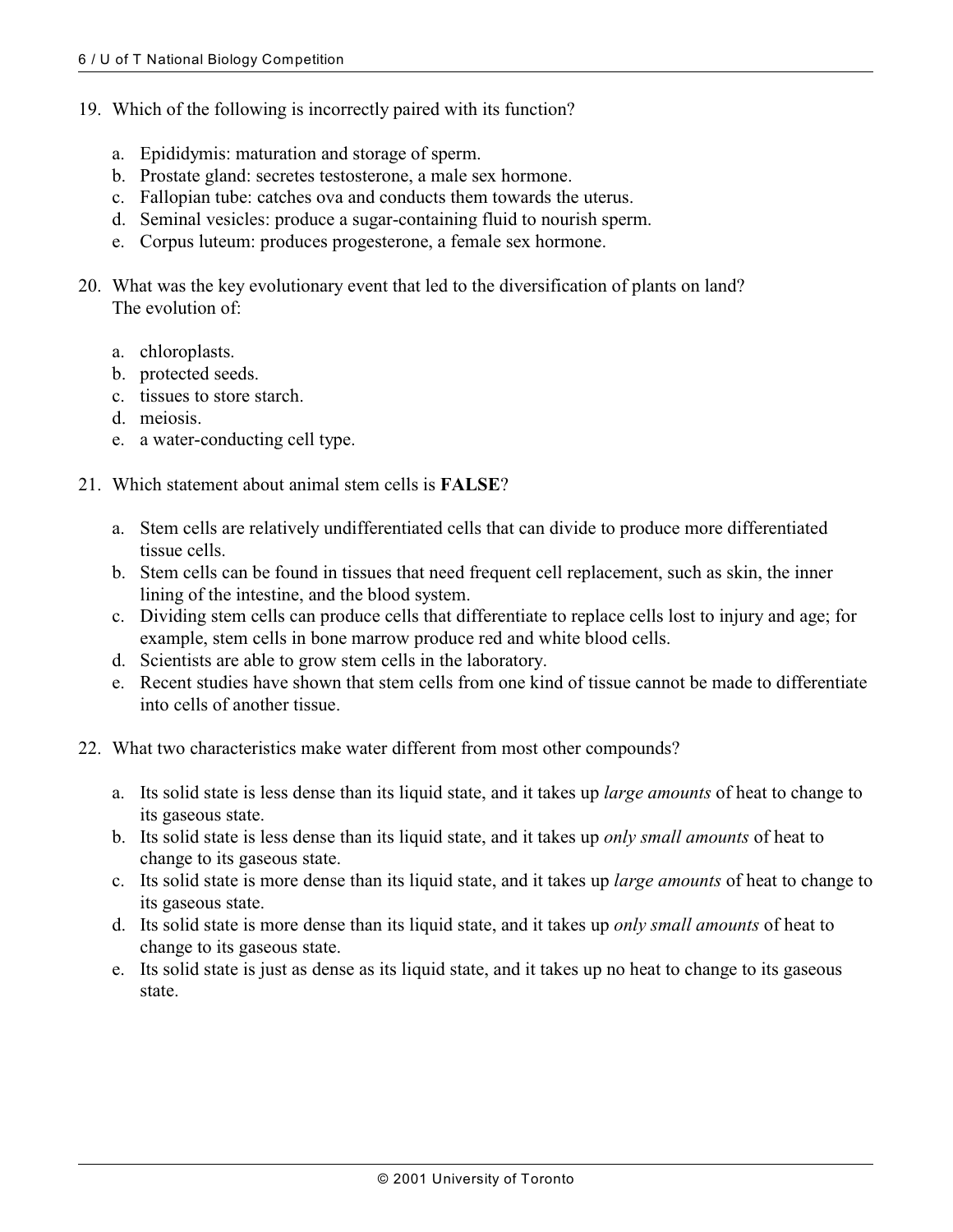19. Which of the following is incorrectly paired with its function?

    a. Epididymis: maturation and storage of sperm.
    b. Prostate gland: secretes testosterone, a male sex hormone.
    c. Fallopian tube: catches ova and conducts them towards the uterus.
    d. Seminal vesicles: produce a sugar-containing fluid to nourish sperm.
    e. Corpus luteum: produces progesterone, a female sex hormone.

20. What was the key evolutionary event that led to the diversification of plants on land? The evolution of:

    a. chloroplasts.
    b. protected seeds.
    c. tissues to store starch.
    d. meiosis.
    e. a water-conducting cell type.

21. Which statement about animal stem cells is **FALSE**?

    a. Stem cells are relatively undifferentiated cells that can divide to produce more differentiated tissue cells.
    b. Stem cells can be found in tissues that need frequent cell replacement, such as skin, the inner lining of the intestine, and the blood system.
    c. Dividing stem cells can produce cells that differentiate to replace cells lost to injury and age; for example, stem cells in bone marrow produce red and white blood cells.
    d. Scientists are able to grow stem cells in the laboratory.
    e. Recent studies have shown that stem cells from one kind of tissue cannot be made to differentiate into cells of another tissue.

22. What two characteristics make water different from most other compounds?

    a. Its solid state is less dense than its liquid state, and it takes up *large amounts* of heat to change to its gaseous state.
    b. Its solid state is less dense than its liquid state, and it takes up *only small amounts* of heat to change to its gaseous state.
    c. Its solid state is more dense than its liquid state, and it takes up *large amounts* of heat to change to its gaseous state.
    d. Its solid state is more dense than its liquid state, and it takes up *only small amounts* of heat to change to its gaseous state.
    e. Its solid state is just as dense as its liquid state, and it takes up no heat to change to its gaseous state.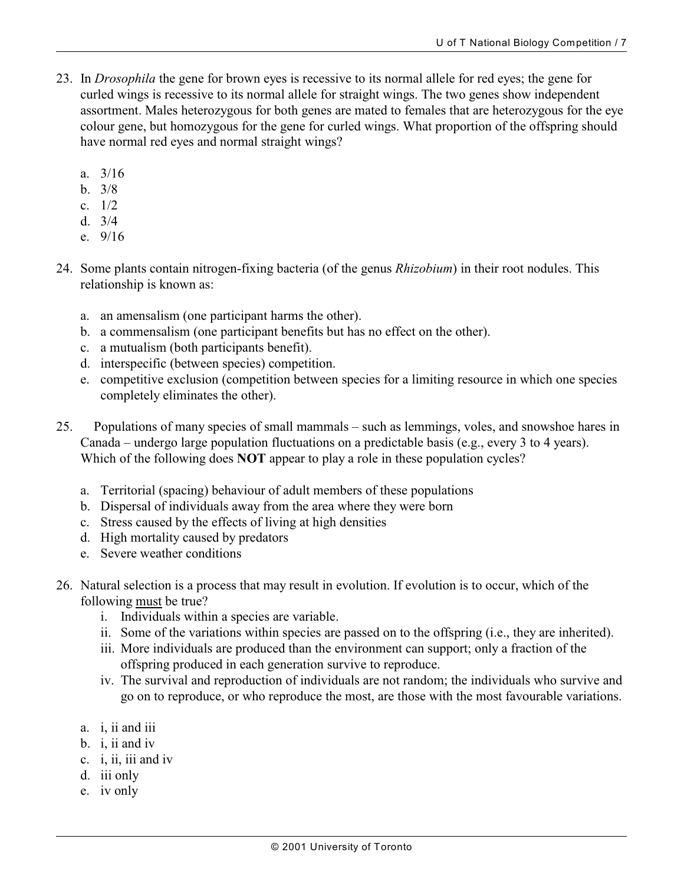23. In *Drosophila* the gene for brown eyes is recessive to its normal allele for red eyes; the gene for curled wings is recessive to its normal allele for straight wings. The two genes show independent assortment. Males heterozygous for both genes are mated to females that are heterozygous for the eye colour gene, but homozygous for the gene for curled wings. What proportion of the offspring should have normal red eyes and normal straight wings?

    a. 3/16
    b. 3/8
    c. 1/2
    d. 3/4
    e. 9/16

24. Some plants contain nitrogen-fixing bacteria (of the genus *Rhizobium*) in their root nodules. This relationship is known as:

    a. an amensalism (one participant harms the other).
    b. a commensalism (one participant benefits but has no effect on the other).
    c. a mutualism (both participants benefit).
    d. interspecific (between species) competition.
    e. competitive exclusion (competition between species for a limiting resource in which one species completely eliminates the other).

25. Populations of many species of small mammals – such as lemmings, voles, and snowshoe hares in Canada – undergo large population fluctuations on a predictable basis (e.g., every 3 to 4 years). Which of the following does **NOT** appear to play a role in these population cycles?

    a. Territorial (spacing) behaviour of adult members of these populations
    b. Dispersal of individuals away from the area where they were born
    c. Stress caused by the effects of living at high densities
    d. High mortality caused by predators
    e. Severe weather conditions

26. Natural selection is a process that may result in evolution. If evolution is to occur, which of the following <u>must</u> be true?

    i. Individuals within a species are variable.
    ii. Some of the variations within species are passed on to the offspring (i.e., they are inherited).
    iii. More individuals are produced than the environment can support; only a fraction of the offspring produced in each generation survive to reproduce.
    iv. The survival and reproduction of individuals are not random; the individuals who survive and go on to reproduce, or who reproduce the most, are those with the most favourable variations.

    a. i, ii and iii
    b. i, ii and iv
    c. i, ii, iii and iv
    d. iii only
    e. iv only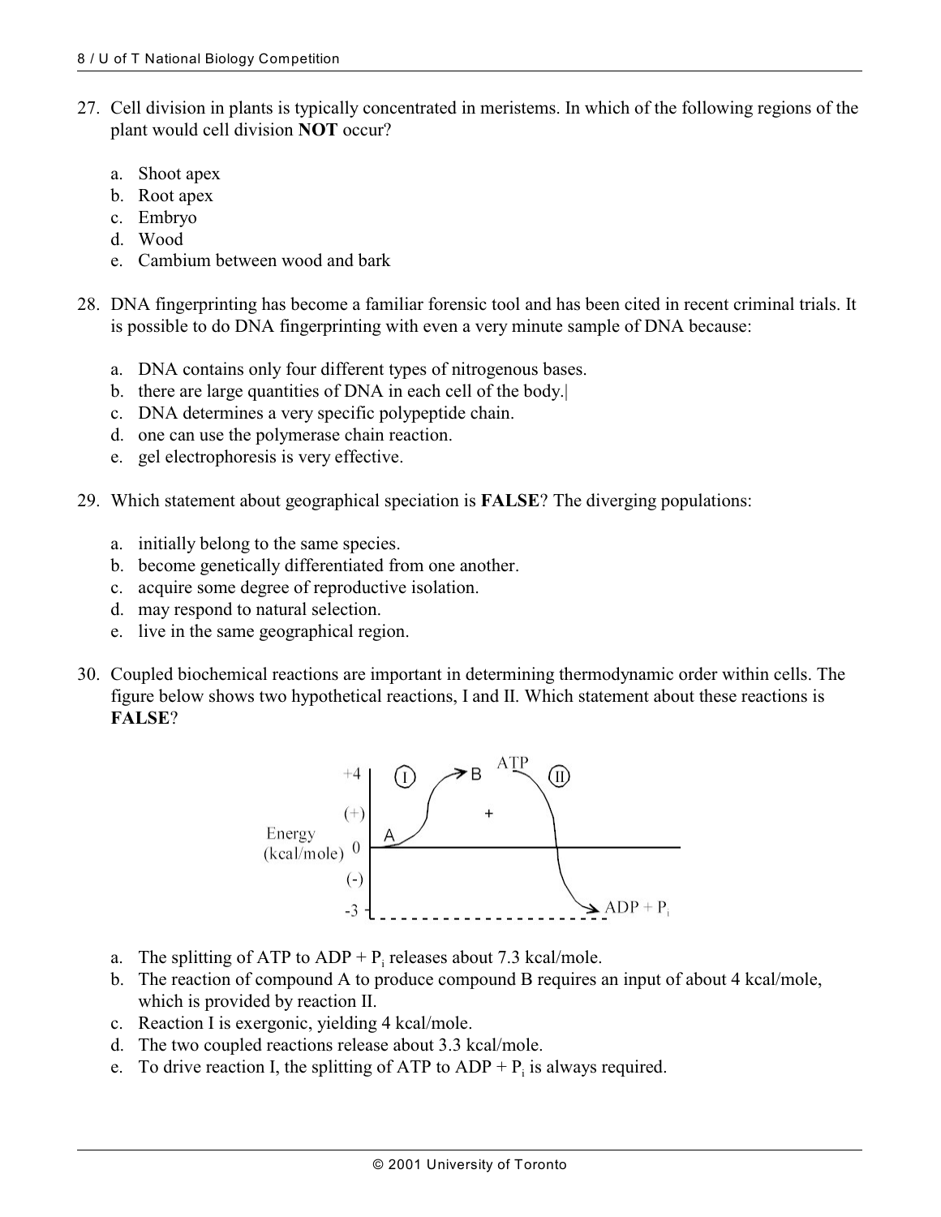27. Cell division in plants is typically concentrated in meristems. In which of the following regions of the plant would cell division **NOT** occur?

    a. Shoot apex
    b. Root apex
    c. Embryo
    d. Wood
    e. Cambium between wood and bark

28. DNA fingerprinting has become a familiar forensic tool and has been cited in recent criminal trials. It is possible to do DNA fingerprinting with even a very minute sample of DNA because:

    a. DNA contains only four different types of nitrogenous bases.
    b. there are large quantities of DNA in each cell of the body.
    c. DNA determines a very specific polypeptide chain.
    d. one can use the polymerase chain reaction.
    e. gel electrophoresis is very effective.

29. Which statement about geographical speciation is **FALSE**? The diverging populations:

    a. initially belong to the same species.
    b. become genetically differentiated from one another.
    c. acquire some degree of reproductive isolation.
    d. may respond to natural selection.
    e. live in the same geographical region.

30. Coupled biochemical reactions are important in determining thermodynamic order within cells. The figure below shows two hypothetical reactions, I and II. Which statement about these reactions is **FALSE**?

    a. The splitting of ATP to ADP + $P_i$ releases about 7.3 kcal/mole.
    b. The reaction of compound A to produce compound B requires an input of about 4 kcal/mole, which is provided by reaction II.
    c. Reaction I is exergonic, yielding 4 kcal/mole.
    d. The two coupled reactions release about 3.3 kcal/mole.
    e. To drive reaction I, the splitting of ATP to ADP + $P_i$ is always required.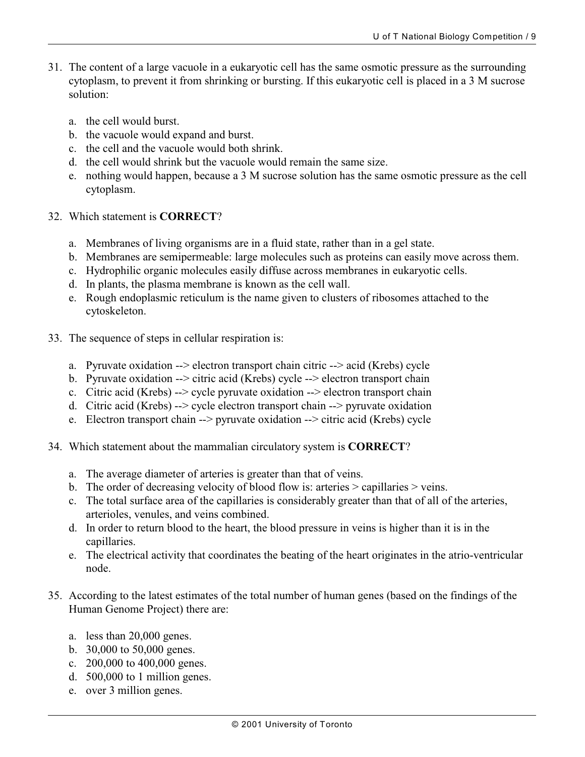31. The content of a large vacuole in a eukaryotic cell has the same osmotic pressure as the surrounding cytoplasm, to prevent it from shrinking or bursting. If this eukaryotic cell is placed in a 3 M sucrose solution:

    a. the cell would burst.
    b. the vacuole would expand and burst.
    c. the cell and the vacuole would both shrink.
    d. the cell would shrink but the vacuole would remain the same size.
    e. nothing would happen, because a 3 M sucrose solution has the same osmotic pressure as the cell cytoplasm.

32. Which statement is **CORRECT**?

    a. Membranes of living organisms are in a fluid state, rather than in a gel state.
    b. Membranes are semipermeable: large molecules such as proteins can easily move across them.
    c. Hydrophilic organic molecules easily diffuse across membranes in eukaryotic cells.
    d. In plants, the plasma membrane is known as the cell wall.
    e. Rough endoplasmic reticulum is the name given to clusters of ribosomes attached to the cytoskeleton.

33. The sequence of steps in cellular respiration is:

    a. Pyruvate oxidation --> electron transport chain citric --> acid (Krebs) cycle
    b. Pyruvate oxidation --> citric acid (Krebs) cycle --> electron transport chain
    c. Citric acid (Krebs) --> cycle pyruvate oxidation --> electron transport chain
    d. Citric acid (Krebs) --> cycle electron transport chain --> pyruvate oxidation
    e. Electron transport chain --> pyruvate oxidation --> citric acid (Krebs) cycle

34. Which statement about the mammalian circulatory system is **CORRECT**?

    a. The average diameter of arteries is greater than that of veins.
    b. The order of decreasing velocity of blood flow is: arteries > capillaries > veins.
    c. The total surface area of the capillaries is considerably greater than that of all of the arteries, arterioles, venules, and veins combined.
    d. In order to return blood to the heart, the blood pressure in veins is higher than it is in the capillaries.
    e. The electrical activity that coordinates the beating of the heart originates in the atrio-ventricular node.

35. According to the latest estimates of the total number of human genes (based on the findings of the Human Genome Project) there are:

    a. less than 20,000 genes.
    b. 30,000 to 50,000 genes.
    c. 200,000 to 400,000 genes.
    d. 500,000 to 1 million genes.
    e. over 3 million genes.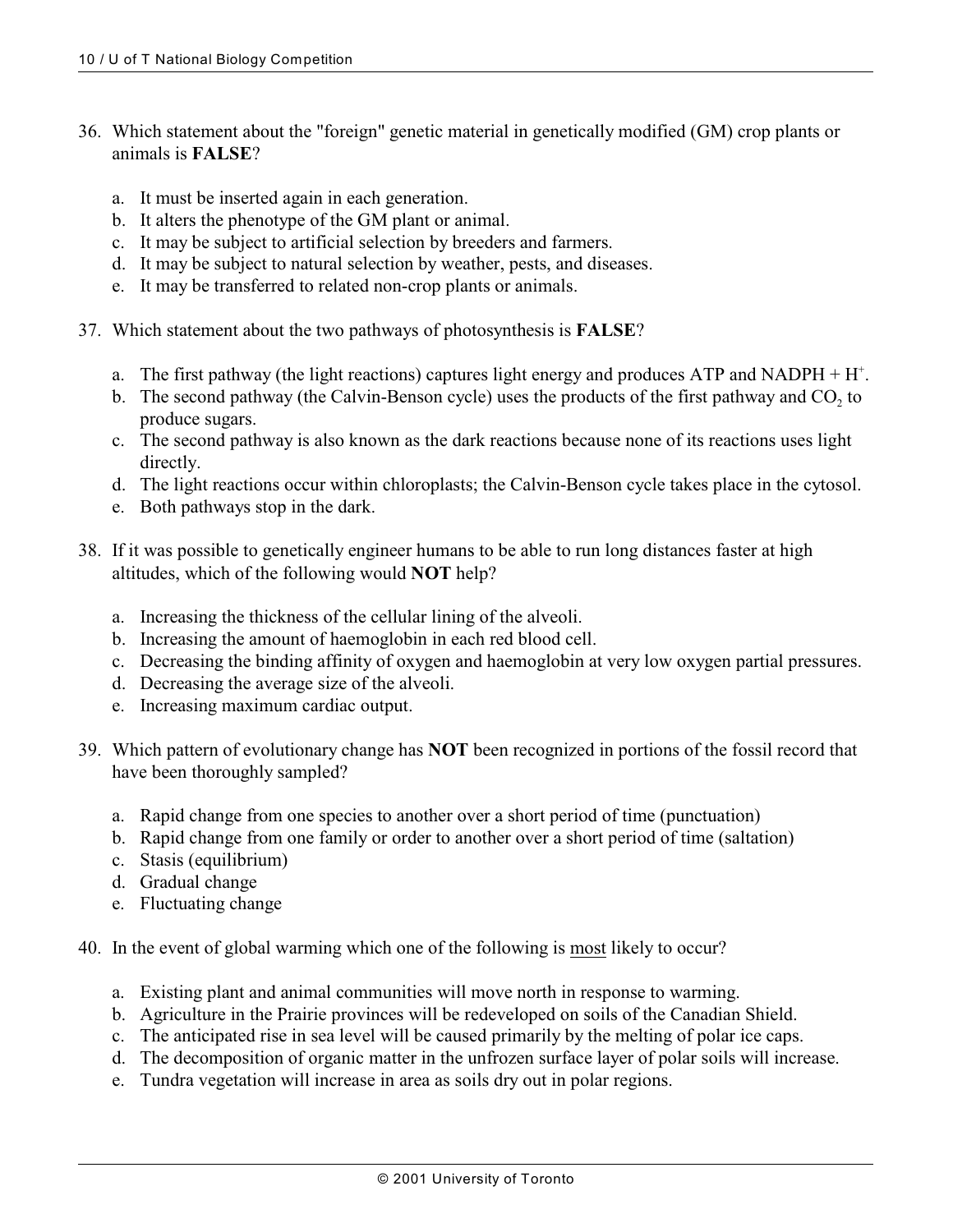36. Which statement about the "foreign" genetic material in genetically modified (GM) crop plants or animals is **FALSE**?

   a. It must be inserted again in each generation.
   b. It alters the phenotype of the GM plant or animal.
   c. It may be subject to artificial selection by breeders and farmers.
   d. It may be subject to natural selection by weather, pests, and diseases.
   e. It may be transferred to related non-crop plants or animals.

37. Which statement about the two pathways of photosynthesis is **FALSE**?

   a. The first pathway (the light reactions) captures light energy and produces ATP and NADPH + $H^+$.
   b. The second pathway (the Calvin-Benson cycle) uses the products of the first pathway and $CO_2$ to produce sugars.
   c. The second pathway is also known as the dark reactions because none of its reactions uses light directly.
   d. The light reactions occur within chloroplasts; the Calvin-Benson cycle takes place in the cytosol.
   e. Both pathways stop in the dark.

38. If it was possible to genetically engineer humans to be able to run long distances faster at high altitudes, which of the following would **NOT** help?

   a. Increasing the thickness of the cellular lining of the alveoli.
   b. Increasing the amount of haemoglobin in each red blood cell.
   c. Decreasing the binding affinity of oxygen and haemoglobin at very low oxygen partial pressures.
   d. Decreasing the average size of the alveoli.
   e. Increasing maximum cardiac output.

39. Which pattern of evolutionary change has **NOT** been recognized in portions of the fossil record that have been thoroughly sampled?

   a. Rapid change from one species to another over a short period of time (punctuation)
   b. Rapid change from one family or order to another over a short period of time (saltation)
   c. Stasis (equilibrium)
   d. Gradual change
   e. Fluctuating change

40. In the event of global warming which one of the following is <u>most</u> likely to occur?

   a. Existing plant and animal communities will move north in response to warming.
   b. Agriculture in the Prairie provinces will be redeveloped on soils of the Canadian Shield.
   c. The anticipated rise in sea level will be caused primarily by the melting of polar ice caps.
   d. The decomposition of organic matter in the unfrozen surface layer of polar soils will increase.
   e. Tundra vegetation will increase in area as soils dry out in polar regions.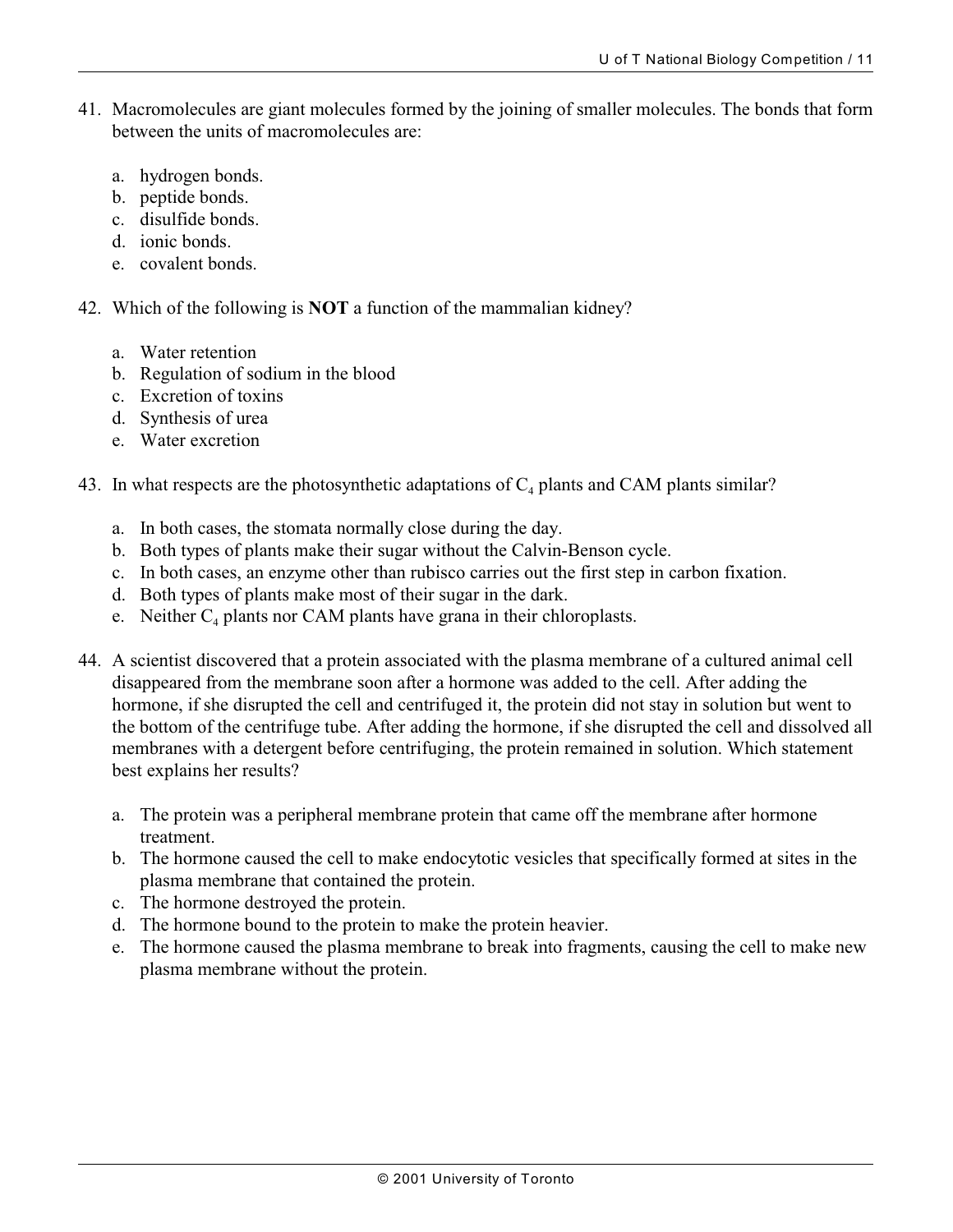41. Macromolecules are giant molecules formed by the joining of smaller molecules. The bonds that form between the units of macromolecules are:

    a. hydrogen bonds.
    b. peptide bonds.
    c. disulfide bonds.
    d. ionic bonds.
    e. covalent bonds.

42. Which of the following is **NOT** a function of the mammalian kidney?

    a. Water retention
    b. Regulation of sodium in the blood
    c. Excretion of toxins
    d. Synthesis of urea
    e. Water excretion

43. In what respects are the photosynthetic adaptations of $C_4$ plants and CAM plants similar?

    a. In both cases, the stomata normally close during the day.
    b. Both types of plants make their sugar without the Calvin-Benson cycle.
    c. In both cases, an enzyme other than rubisco carries out the first step in carbon fixation.
    d. Both types of plants make most of their sugar in the dark.
    e. Neither $C_4$ plants nor CAM plants have grana in their chloroplasts.

44. A scientist discovered that a protein associated with the plasma membrane of a cultured animal cell disappeared from the membrane soon after a hormone was added to the cell. After adding the hormone, if she disrupted the cell and centrifuged it, the protein did not stay in solution but went to the bottom of the centrifuge tube. After adding the hormone, if she disrupted the cell and dissolved all membranes with a detergent before centrifuging, the protein remained in solution. Which statement best explains her results?

    a. The protein was a peripheral membrane protein that came off the membrane after hormone treatment.
    b. The hormone caused the cell to make endocytotic vesicles that specifically formed at sites in the plasma membrane that contained the protein.
    c. The hormone destroyed the protein.
    d. The hormone bound to the protein to make the protein heavier.
    e. The hormone caused the plasma membrane to break into fragments, causing the cell to make new plasma membrane without the protein.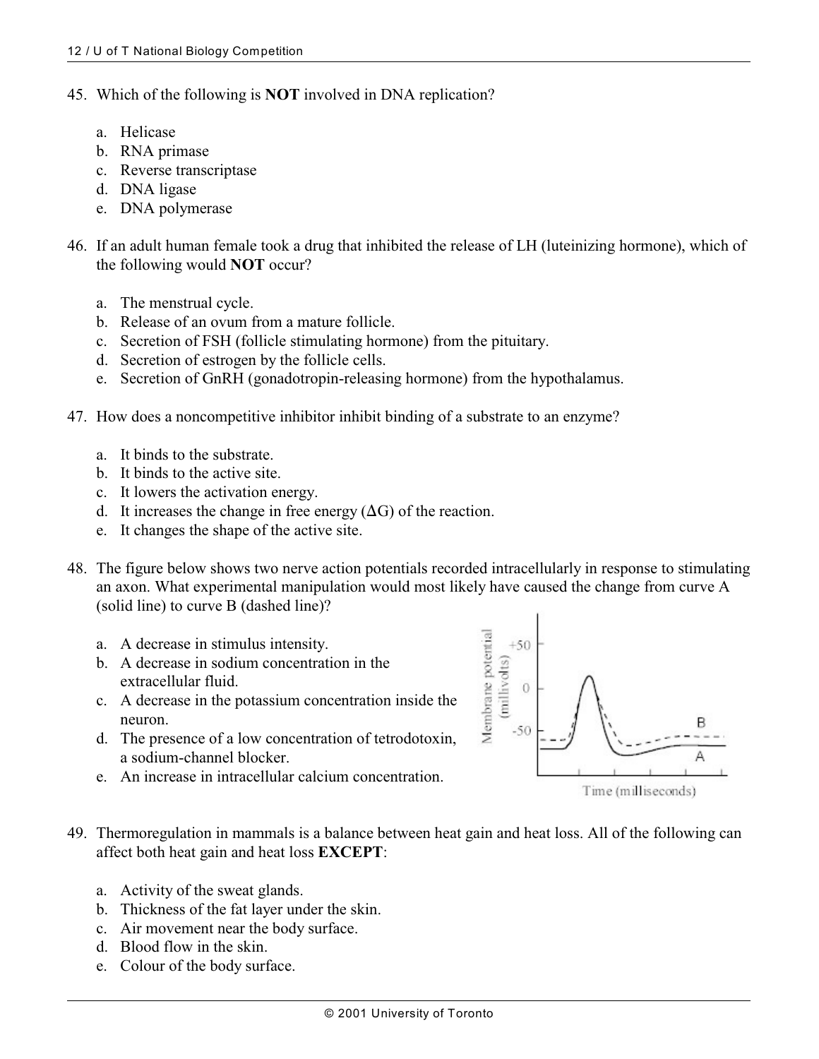45. Which of the following is **NOT** involved in DNA replication?

    a. Helicase
    b. RNA primase
    c. Reverse transcriptase
    d. DNA ligase
    e. DNA polymerase

46. If an adult human female took a drug that inhibited the release of LH (luteinizing hormone), which of the following would **NOT** occur?

    a. The menstrual cycle.
    b. Release of an ovum from a mature follicle.
    c. Secretion of FSH (follicle stimulating hormone) from the pituitary.
    d. Secretion of estrogen by the follicle cells.
    e. Secretion of GnRH (gonadotropin-releasing hormone) from the hypothalamus.

47. How does a noncompetitive inhibitor inhibit binding of a substrate to an enzyme?

    a. It binds to the substrate.
    b. It binds to the active site.
    c. It lowers the activation energy.
    d. It increases the change in free energy ($\Delta G$) of the reaction.
    e. It changes the shape of the active site.

48. The figure below shows two nerve action potentials recorded intracellularly in response to stimulating an axon. What experimental manipulation would most likely have caused the change from curve A (solid line) to curve B (dashed line)?

    a. A decrease in stimulus intensity.
    b. A decrease in sodium concentration in the extracellular fluid.
    c. A decrease in the potassium concentration inside the neuron.
    d. The presence of a low concentration of tetrodotoxin, a sodium-channel blocker.
    e. An increase in intracellular calcium concentration.

49. Thermoregulation in mammals is a balance between heat gain and heat loss. All of the following can affect both heat gain and heat loss **EXCEPT**:

    a. Activity of the sweat glands.
    b. Thickness of the fat layer under the skin.
    c. Air movement near the body surface.
    d. Blood flow in the skin.
    e. Colour of the body surface.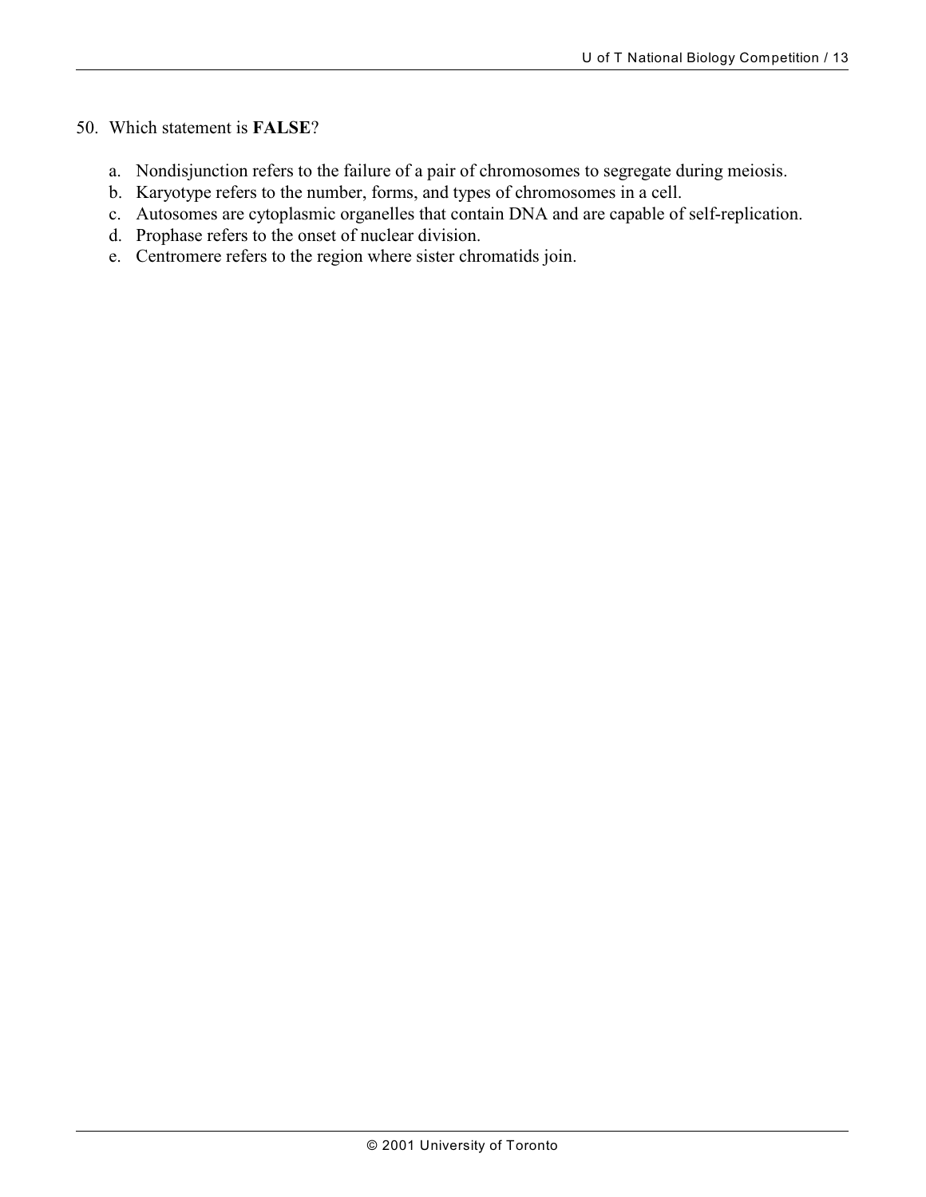50. Which statement is **FALSE**?

   a. Nondisjunction refers to the failure of a pair of chromosomes to segregate during meiosis.
   b. Karyotype refers to the number, forms, and types of chromosomes in a cell.
   c. Autosomes are cytoplasmic organelles that contain DNA and are capable of self-replication.
   d. Prophase refers to the onset of nuclear division.
   e. Centromere refers to the region where sister chromatids join.

© 2001 University of Toronto